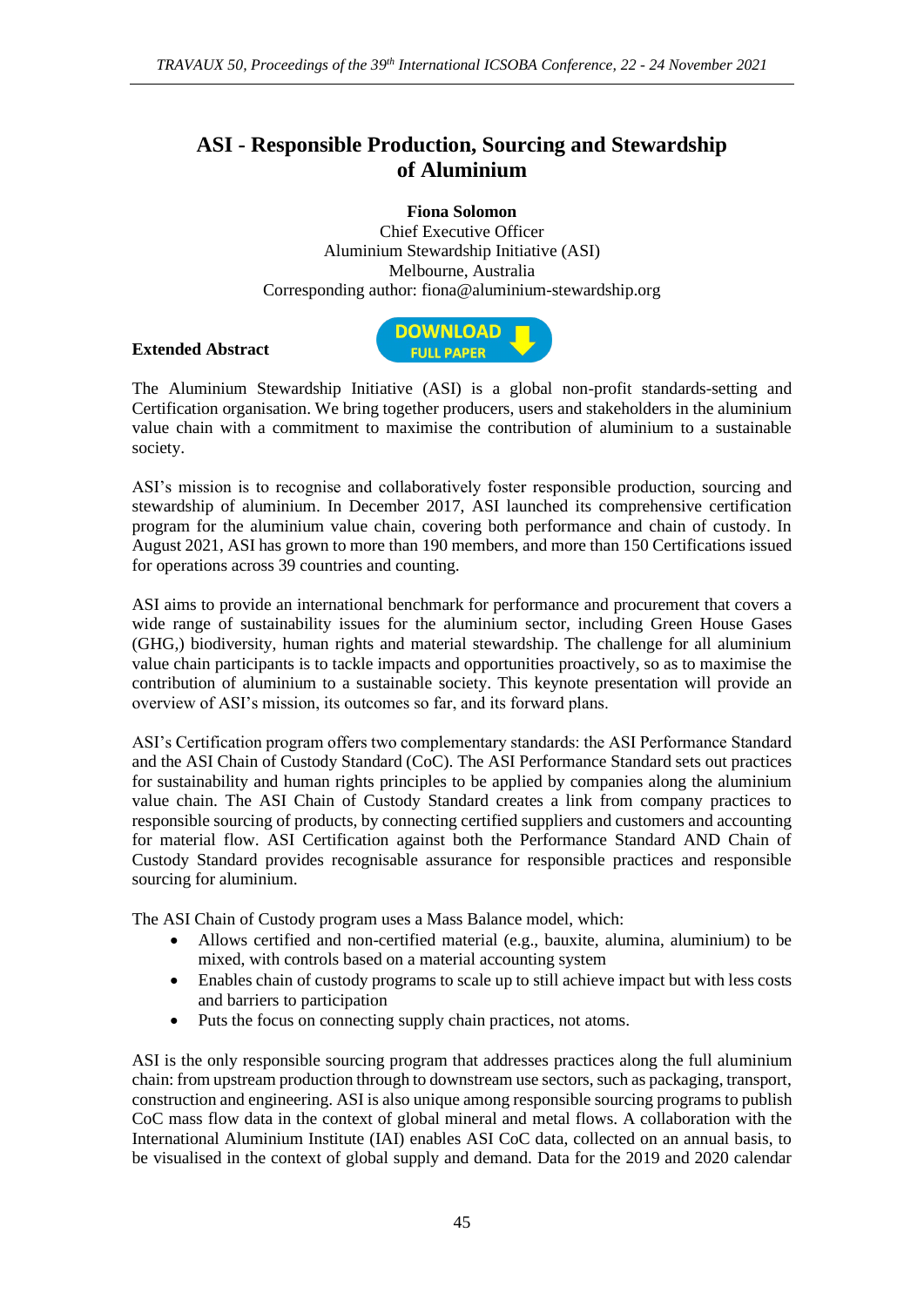# ASI - Responsible Production, Sourcing and Stewardship of Aluminium

**Fiona Solomon**
Chief Executive Officer
Aluminium Stewardship Initiative (ASI)
Melbourne, Australia
Corresponding author: fiona@aluminium-stewardship.org

**Extended Abstract**

DOWNLOAD FULL PAPER

The Aluminium Stewardship Initiative (ASI) is a global non-profit standards-setting and Certification organisation. We bring together producers, users and stakeholders in the aluminium value chain with a commitment to maximise the contribution of aluminium to a sustainable society.

ASI's mission is to recognise and collaboratively foster responsible production, sourcing and stewardship of aluminium. In December 2017, ASI launched its comprehensive certification program for the aluminium value chain, covering both performance and chain of custody. In August 2021, ASI has grown to more than 190 members, and more than 150 Certifications issued for operations across 39 countries and counting.

ASI aims to provide an international benchmark for performance and procurement that covers a wide range of sustainability issues for the aluminium sector, including Green House Gases (GHG,) biodiversity, human rights and material stewardship. The challenge for all aluminium value chain participants is to tackle impacts and opportunities proactively, so as to maximise the contribution of aluminium to a sustainable society. This keynote presentation will provide an overview of ASI's mission, its outcomes so far, and its forward plans.

ASI's Certification program offers two complementary standards: the ASI Performance Standard and the ASI Chain of Custody Standard (CoC). The ASI Performance Standard sets out practices for sustainability and human rights principles to be applied by companies along the aluminium value chain. The ASI Chain of Custody Standard creates a link from company practices to responsible sourcing of products, by connecting certified suppliers and customers and accounting for material flow. ASI Certification against both the Performance Standard AND Chain of Custody Standard provides recognisable assurance for responsible practices and responsible sourcing for aluminium.

The ASI Chain of Custody program uses a Mass Balance model, which:

- Allows certified and non-certified material (e.g., bauxite, alumina, aluminium) to be mixed, with controls based on a material accounting system
- Enables chain of custody programs to scale up to still achieve impact but with less costs and barriers to participation
- Puts the focus on connecting supply chain practices, not atoms.

ASI is the only responsible sourcing program that addresses practices along the full aluminium chain: from upstream production through to downstream use sectors, such as packaging, transport, construction and engineering. ASI is also unique among responsible sourcing programs to publish CoC mass flow data in the context of global mineral and metal flows. A collaboration with the International Aluminium Institute (IAI) enables ASI CoC data, collected on an annual basis, to be visualised in the context of global supply and demand. Data for the 2019 and 2020 calendar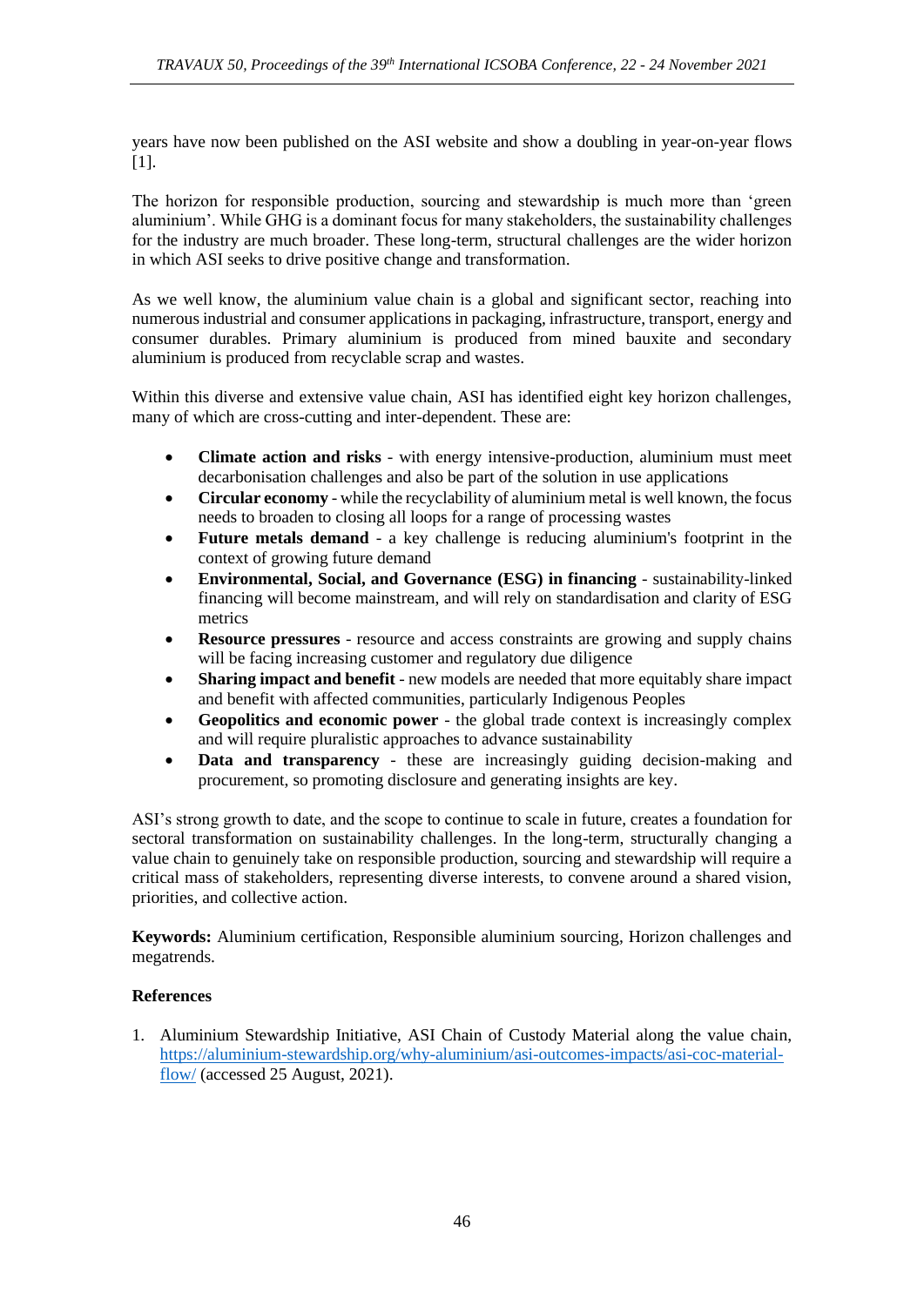years have now been published on the ASI website and show a doubling in year-on-year flows [1].

The horizon for responsible production, sourcing and stewardship is much more than 'green aluminium'. While GHG is a dominant focus for many stakeholders, the sustainability challenges for the industry are much broader. These long-term, structural challenges are the wider horizon in which ASI seeks to drive positive change and transformation.

As we well know, the aluminium value chain is a global and significant sector, reaching into numerous industrial and consumer applications in packaging, infrastructure, transport, energy and consumer durables. Primary aluminium is produced from mined bauxite and secondary aluminium is produced from recyclable scrap and wastes.

Within this diverse and extensive value chain, ASI has identified eight key horizon challenges, many of which are cross-cutting and inter-dependent. These are:

- **Climate action and risks** - with energy intensive-production, aluminium must meet decarbonisation challenges and also be part of the solution in use applications
- **Circular economy** - while the recyclability of aluminium metal is well known, the focus needs to broaden to closing all loops for a range of processing wastes
- **Future metals demand** - a key challenge is reducing aluminium's footprint in the context of growing future demand
- **Environmental, Social, and Governance (ESG) in financing** - sustainability-linked financing will become mainstream, and will rely on standardisation and clarity of ESG metrics
- **Resource pressures** - resource and access constraints are growing and supply chains will be facing increasing customer and regulatory due diligence
- **Sharing impact and benefit** - new models are needed that more equitably share impact and benefit with affected communities, particularly Indigenous Peoples
- **Geopolitics and economic power** - the global trade context is increasingly complex and will require pluralistic approaches to advance sustainability
- **Data and transparency** - these are increasingly guiding decision-making and procurement, so promoting disclosure and generating insights are key.

ASI's strong growth to date, and the scope to continue to scale in future, creates a foundation for sectoral transformation on sustainability challenges. In the long-term, structurally changing a value chain to genuinely take on responsible production, sourcing and stewardship will require a critical mass of stakeholders, representing diverse interests, to convene around a shared vision, priorities, and collective action.

**Keywords:** Aluminium certification, Responsible aluminium sourcing, Horizon challenges and megatrends.

**References**

1. Aluminium Stewardship Initiative, ASI Chain of Custody Material along the value chain, https://aluminium-stewardship.org/why-aluminium/asi-outcomes-impacts/asi-coc-material-flow/ (accessed 25 August, 2021).